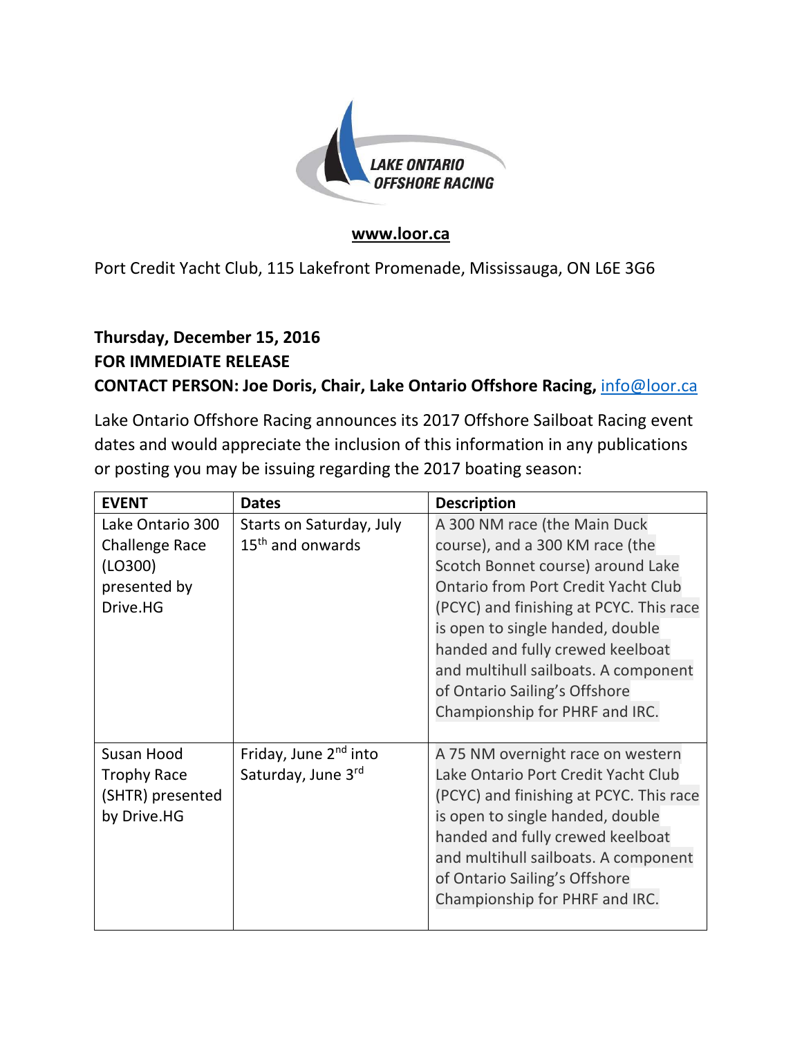LAKE ONTARIO OFFSHORE RACING

**www.loor.ca**

Port Credit Yacht Club, 115 Lakefront Promenade, Mississauga, ON L6E 3G6

**Thursday, December 15, 2016**
**FOR IMMEDIATE RELEASE**
**CONTACT PERSON: Joe Doris, Chair, Lake Ontario Offshore Racing,** info@loor.ca

Lake Ontario Offshore Racing announces its 2017 Offshore Sailboat Racing event dates and would appreciate the inclusion of this information in any publications or posting you may be issuing regarding the 2017 boating season:

| EVENT | Dates | Description |
| --- | --- | --- |
| Lake Ontario 300 Challenge Race (LO300) presented by Drive.HG | Starts on Saturday, July 15th and onwards | A 300 NM race (the Main Duck course), and a 300 KM race (the Scotch Bonnet course) around Lake Ontario from Port Credit Yacht Club (PCYC) and finishing at PCYC. This race is open to single handed, double handed and fully crewed keelboat and multihull sailboats. A component of Ontario Sailing's Offshore Championship for PHRF and IRC. |
| Susan Hood Trophy Race (SHTR) presented by Drive.HG | Friday, June 2nd into Saturday, June 3rd | A 75 NM overnight race on western Lake Ontario Port Credit Yacht Club (PCYC) and finishing at PCYC. This race is open to single handed, double handed and fully crewed keelboat and multihull sailboats. A component of Ontario Sailing's Offshore Championship for PHRF and IRC. |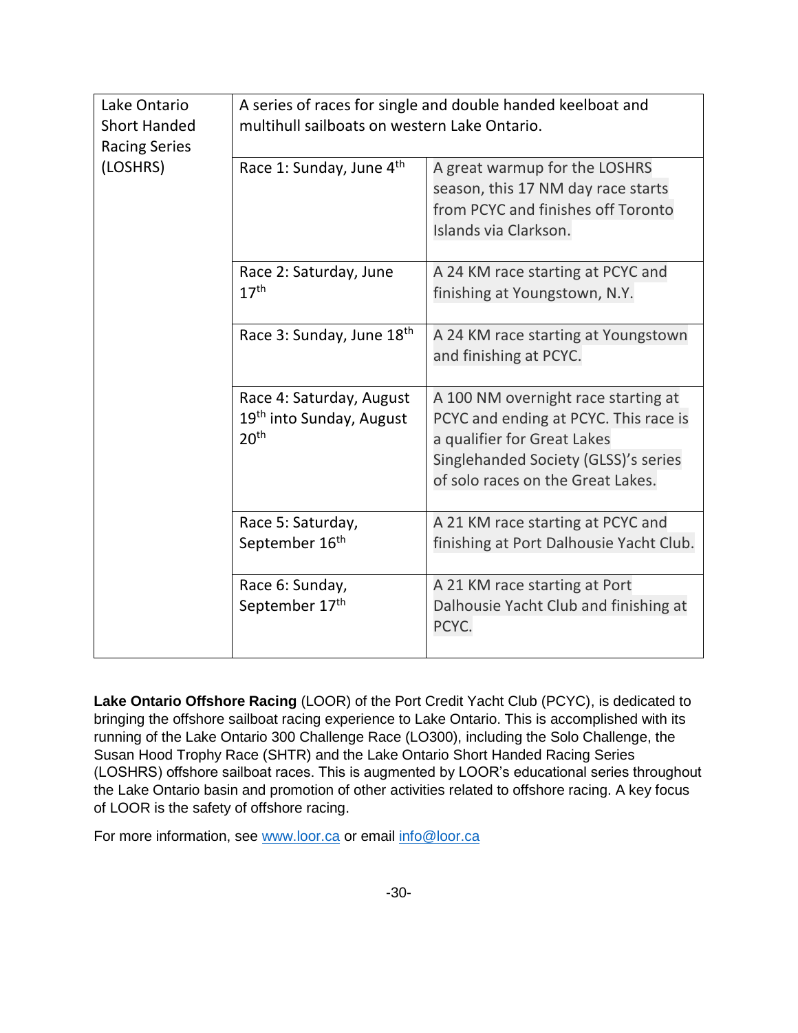| | | |
|---|---|---|
| Lake Ontario Short Handed Racing Series (LOSHRS) | A series of races for single and double handed keelboat and multihull sailboats on western Lake Ontario. | |
| | Race 1: Sunday, June 4th | A great warmup for the LOSHRS season, this 17 NM day race starts from PCYC and finishes off Toronto Islands via Clarkson. |
| | Race 2: Saturday, June 17th | A 24 KM race starting at PCYC and finishing at Youngstown, N.Y. |
| | Race 3: Sunday, June 18th | A 24 KM race starting at Youngstown and finishing at PCYC. |
| | Race 4: Saturday, August 19th into Sunday, August 20th | A 100 NM overnight race starting at PCYC and ending at PCYC. This race is a qualifier for Great Lakes Singlehanded Society (GLSS)'s series of solo races on the Great Lakes. |
| | Race 5: Saturday, September 16th | A 21 KM race starting at PCYC and finishing at Port Dalhousie Yacht Club. |
| | Race 6: Sunday, September 17th | A 21 KM race starting at Port Dalhousie Yacht Club and finishing at PCYC. |

**Lake Ontario Offshore Racing** (LOOR) of the Port Credit Yacht Club (PCYC), is dedicated to bringing the offshore sailboat racing experience to Lake Ontario. This is accomplished with its running of the Lake Ontario 300 Challenge Race (LO300), including the Solo Challenge, the Susan Hood Trophy Race (SHTR) and the Lake Ontario Short Handed Racing Series (LOSHRS) offshore sailboat races. This is augmented by LOOR's educational series throughout the Lake Ontario basin and promotion of other activities related to offshore racing. A key focus of LOOR is the safety of offshore racing.

For more information, see www.loor.ca or email info@loor.ca